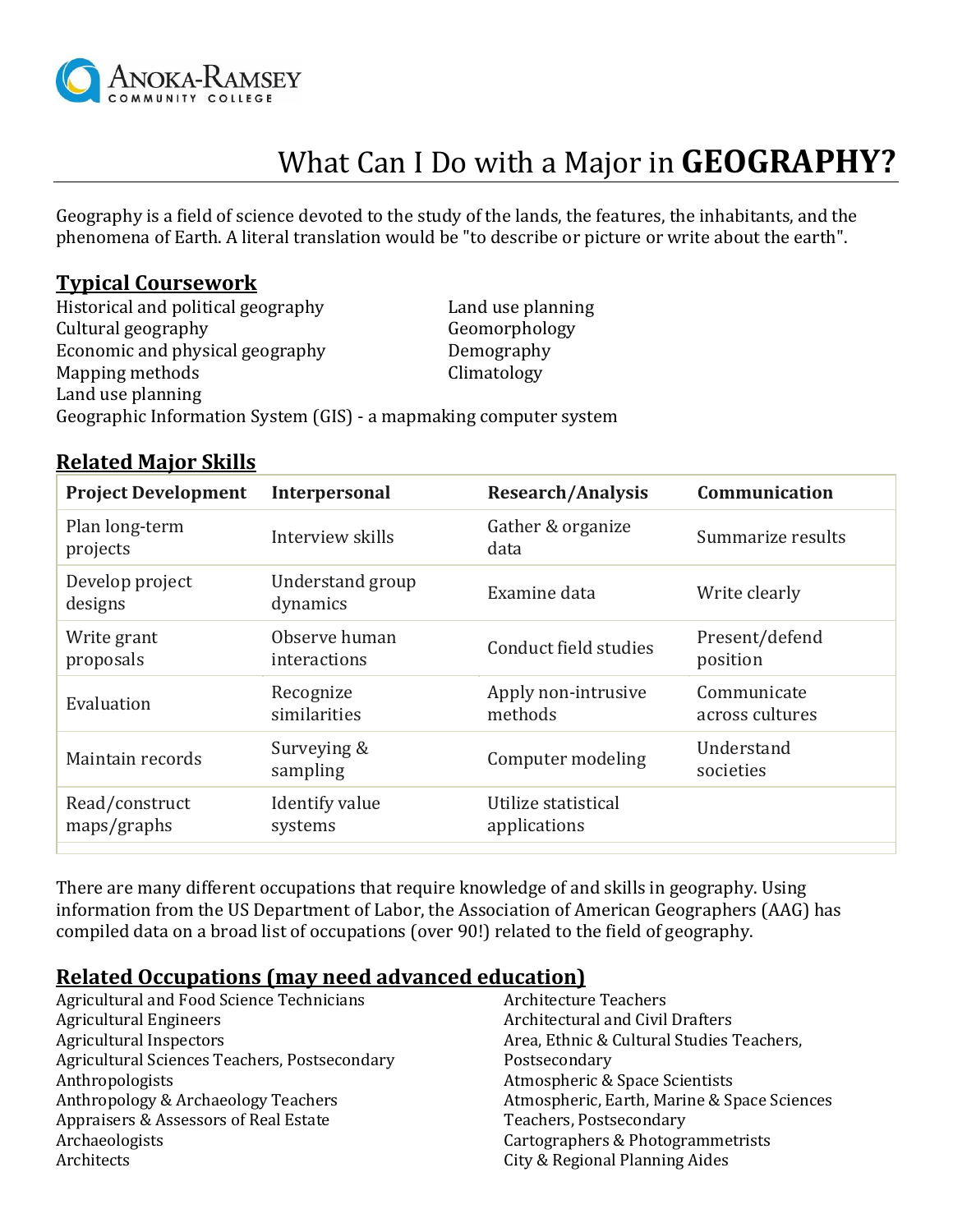Anoka-Ramsey Community College

# What Can I Do with a Major in **GEOGRAPHY?**

Geography is a field of science devoted to the study of the lands, the features, the inhabitants, and the phenomena of Earth. A literal translation would be "to describe or picture or write about the earth".

## Typical Coursework

Historical and political geography
Cultural geography
Economic and physical geography
Mapping methods
Land use planning
Geographic Information System (GIS) - a mapmaking computer system
Land use planning
Geomorphology
Demography
Climatology

## Related Major Skills

| Project Development | Interpersonal | Research/Analysis | Communication |
| --- | --- | --- | --- |
| Plan long-term projects | Interview skills | Gather & organize data | Summarize results |
| Develop project designs | Understand group dynamics | Examine data | Write clearly |
| Write grant proposals | Observe human interactions | Conduct field studies | Present/defend position |
| Evaluation | Recognize similarities | Apply non-intrusive methods | Communicate across cultures |
| Maintain records | Surveying & sampling | Computer modeling | Understand societies |
| Read/construct maps/graphs | Identify value systems | Utilize statistical applications | |

There are many different occupations that require knowledge of and skills in geography. Using information from the US Department of Labor, the Association of American Geographers (AAG) has compiled data on a broad list of occupations (over 90!) related to the field of geography.

## Related Occupations (may need advanced education)

Agricultural and Food Science Technicians
Agricultural Engineers
Agricultural Inspectors
Agricultural Sciences Teachers, Postsecondary
Anthropologists
Anthropology & Archaeology Teachers
Appraisers & Assessors of Real Estate
Archaeologists
Architects
Architecture Teachers
Architectural and Civil Drafters
Area, Ethnic & Cultural Studies Teachers, Postsecondary
Atmospheric & Space Scientists
Atmospheric, Earth, Marine & Space Sciences Teachers, Postsecondary
Cartographers & Photogrammetrists
City & Regional Planning Aides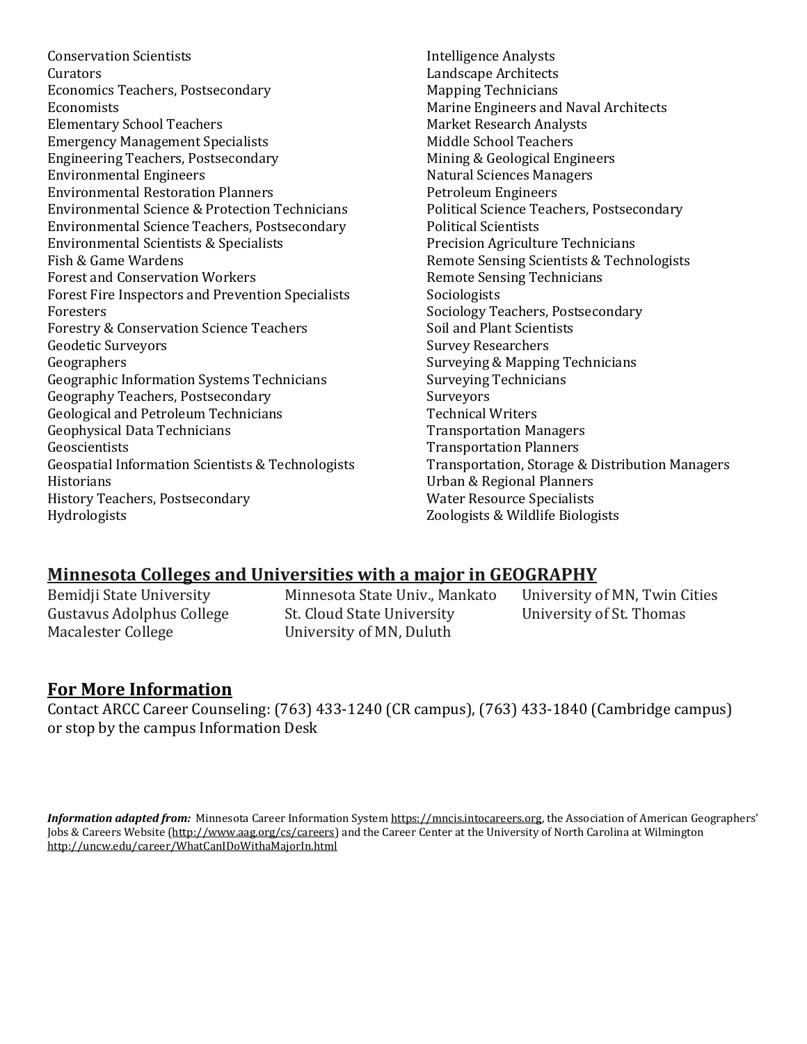Conservation Scientists
Curators
Economics Teachers, Postsecondary
Economists
Elementary School Teachers
Emergency Management Specialists
Engineering Teachers, Postsecondary
Environmental Engineers
Environmental Restoration Planners
Environmental Science & Protection Technicians
Environmental Science Teachers, Postsecondary
Environmental Scientists & Specialists
Fish & Game Wardens
Forest and Conservation Workers
Forest Fire Inspectors and Prevention Specialists
Foresters
Forestry & Conservation Science Teachers
Geodetic Surveyors
Geographers
Geographic Information Systems Technicians
Geography Teachers, Postsecondary
Geological and Petroleum Technicians
Geophysical Data Technicians
Geoscientists
Geospatial Information Scientists & Technologists
Historians
History Teachers, Postsecondary
Hydrologists
Intelligence Analysts
Landscape Architects
Mapping Technicians
Marine Engineers and Naval Architects
Market Research Analysts
Middle School Teachers
Mining & Geological Engineers
Natural Sciences Managers
Petroleum Engineers
Political Science Teachers, Postsecondary
Political Scientists
Precision Agriculture Technicians
Remote Sensing Scientists & Technologists
Remote Sensing Technicians
Sociologists
Sociology Teachers, Postsecondary
Soil and Plant Scientists
Survey Researchers
Surveying & Mapping Technicians
Surveying Technicians
Surveyors
Technical Writers
Transportation Managers
Transportation Planners
Transportation, Storage & Distribution Managers
Urban & Regional Planners
Water Resource Specialists
Zoologists & Wildlife Biologists

## Minnesota Colleges and Universities with a major in GEOGRAPHY

Bemidji State University
Gustavus Adolphus College
Macalester College
Minnesota State Univ., Mankato
St. Cloud State University
University of MN, Duluth
University of MN, Twin Cities
University of St. Thomas

## For More Information

Contact ARCC Career Counseling: (763) 433-1240 (CR campus), (763) 433-1840 (Cambridge campus) or stop by the campus Information Desk

***Information adapted from:*** Minnesota Career Information System https://mncis.intocareers.org, the Association of American Geographers' Jobs & Careers Website (http://www.aag.org/cs/careers) and the Career Center at the University of North Carolina at Wilmington http://uncw.edu/career/WhatCanIDoWithaMajorIn.html